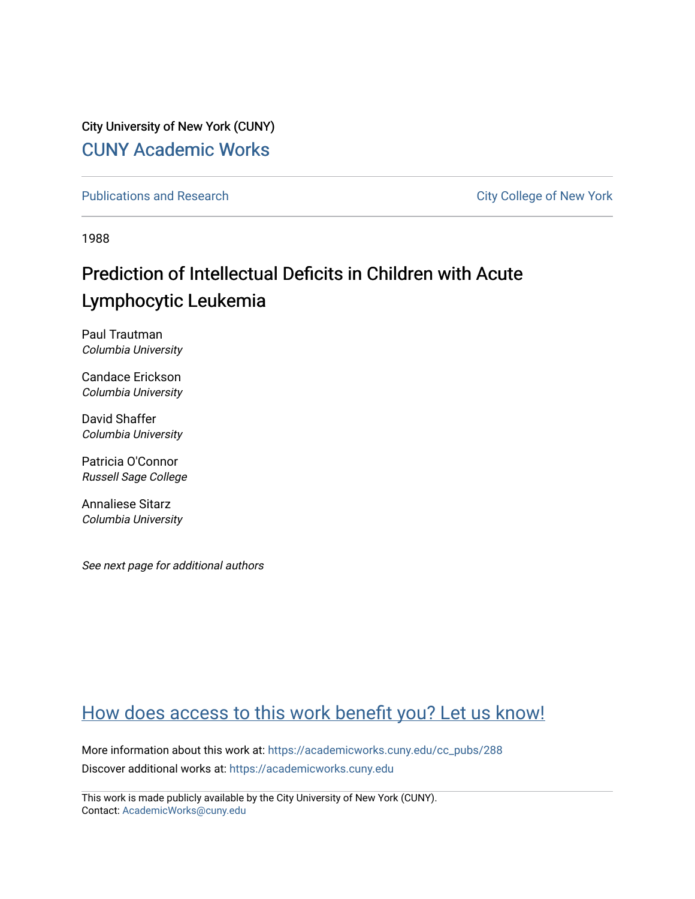City University of New York (CUNY)

# CUNY Academic Works

Publications and Research

City College of New York

1988

## Prediction of Intellectual Deficits in Children with Acute Lymphocytic Leukemia

Paul Trautman
*Columbia University*

Candace Erickson
*Columbia University*

David Shaffer
*Columbia University*

Patricia O'Connor
*Russell Sage College*

Annaliese Sitarz
*Columbia University*

*See next page for additional authors*

How does access to this work benefit you? Let us know!

More information about this work at: https://academicworks.cuny.edu/cc_pubs/288

Discover additional works at: https://academicworks.cuny.edu

This work is made publicly available by the City University of New York (CUNY).
Contact: AcademicWorks@cuny.edu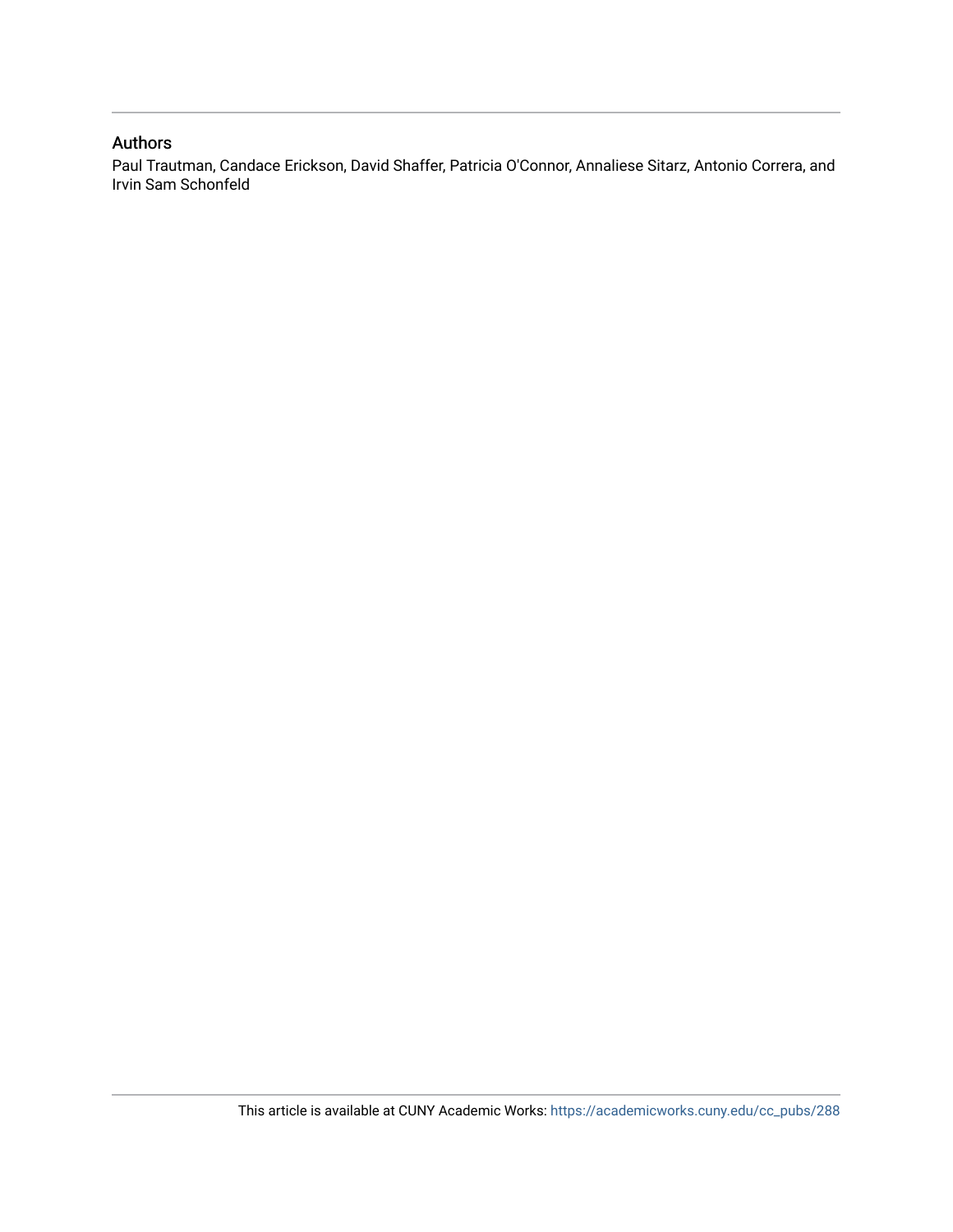## Authors

Paul Trautman, Candace Erickson, David Shaffer, Patricia O'Connor, Annaliese Sitarz, Antonio Correra, and Irvin Sam Schonfeld

This article is available at CUNY Academic Works: https://academicworks.cuny.edu/cc_pubs/288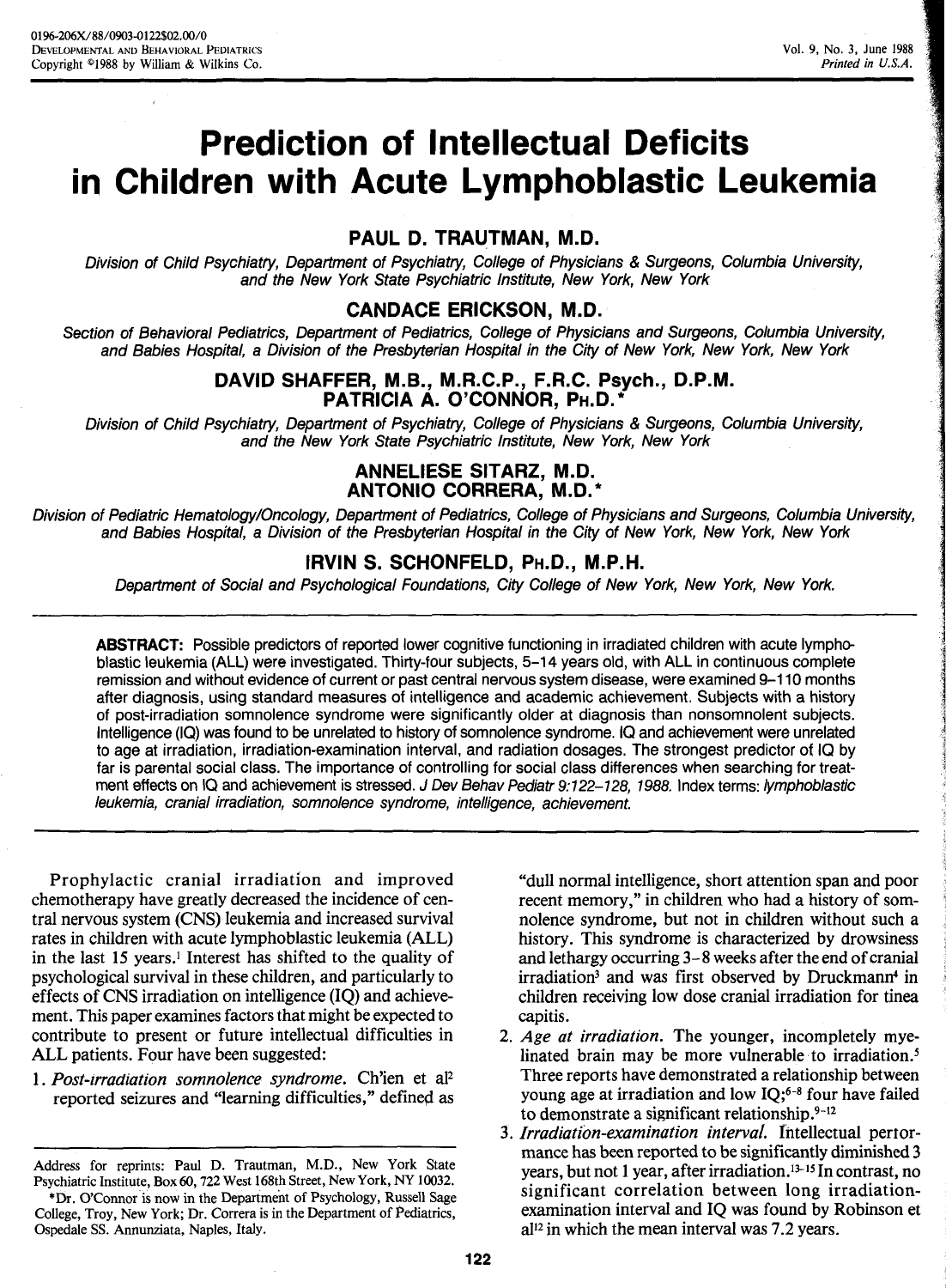# Prediction of Intellectual Deficits in Children with Acute Lymphoblastic Leukemia

**PAUL D. TRAUTMAN, M.D.**

*Division of Child Psychiatry, Department of Psychiatry, College of Physicians & Surgeons, Columbia University, and the New York State Psychiatric Institute, New York, New York*

**CANDACE ERICKSON, M.D.**

*Section of Behavioral Pediatrics, Department of Pediatrics, College of Physicians and Surgeons, Columbia University, and Babies Hospital, a Division of the Presbyterian Hospital in the City of New York, New York, New York*

**DAVID SHAFFER, M.B., M.R.C.P., F.R.C. Psych., D.P.M.**
**PATRICIA A. O'CONNOR, Ph.D.***

*Division of Child Psychiatry, Department of Psychiatry, College of Physicians & Surgeons, Columbia University, and the New York State Psychiatric Institute, New York, New York*

**ANNELIESE SITARZ, M.D.**
**ANTONIO CORRERA, M.D.***

*Division of Pediatric Hematology/Oncology, Department of Pediatrics, College of Physicians and Surgeons, Columbia University, and Babies Hospital, a Division of the Presbyterian Hospital in the City of New York, New York, New York*

**IRVIN S. SCHONFELD, Ph.D., M.P.H.**

*Department of Social and Psychological Foundations, City College of New York, New York, New York.*

**ABSTRACT:** Possible predictors of reported lower cognitive functioning in irradiated children with acute lymphoblastic leukemia (ALL) were investigated. Thirty-four subjects, 5–14 years old, with ALL in continuous complete remission and without evidence of current or past central nervous system disease, were examined 9–110 months after diagnosis, using standard measures of intelligence and academic achievement. Subjects with a history of post-irradiation somnolence syndrome were significantly older at diagnosis than nonsomnolent subjects. Intelligence (IQ) was found to be unrelated to history of somnolence syndrome. IQ and achievement were unrelated to age at irradiation, irradiation-examination interval, and radiation dosages. The strongest predictor of IQ by far is parental social class. The importance of controlling for social class differences when searching for treatment effects on IQ and achievement is stressed. *J Dev Behav Pediatr 9:122–128, 1988.* Index terms: *lymphoblastic leukemia, cranial irradiation, somnolence syndrome, intelligence, achievement.*

Prophylactic cranial irradiation and improved chemotherapy have greatly decreased the incidence of central nervous system (CNS) leukemia and increased survival rates in children with acute lymphoblastic leukemia (ALL) in the last 15 years.[1] Interest has shifted to the quality of psychological survival in these children, and particularly to effects of CNS irradiation on intelligence (IQ) and achievement. This paper examines factors that might be expected to contribute to present or future intellectual difficulties in ALL patients. Four have been suggested:

1. *Post-irradiation somnolence syndrome.* Ch'ien et al[2] reported seizures and "learning difficulties," defined as "dull normal intelligence, short attention span and poor recent memory," in children who had a history of somnolence syndrome, but not in children without such a history. This syndrome is characterized by drowsiness and lethargy occurring 3–8 weeks after the end of cranial irradiation[3] and was first observed by Druckmann[4] in children receiving low dose cranial irradiation for tinea capitis.
2. *Age at irradiation.* The younger, incompletely myelinated brain may be more vulnerable to irradiation.[5] Three reports have demonstrated a relationship between young age at irradiation and low IQ;[6–8] four have failed to demonstrate a significant relationship.[9–12]
3. *Irradiation-examination interval.* Intellectual performance has been reported to be significantly diminished 3 years, but not 1 year, after irradiation.[13–15] In contrast, no significant correlation between long irradiation-examination interval and IQ was found by Robinson et al[12] in which the mean interval was 7.2 years.

---

Address for reprints: Paul D. Trautman, M.D., New York State Psychiatric Institute, Box 60, 722 West 168th Street, New York, NY 10032.

*Dr. O'Connor is now in the Department of Psychology, Russell Sage College, Troy, New York; Dr. Correra is in the Department of Pediatrics, Ospedale SS. Annunziata, Naples, Italy.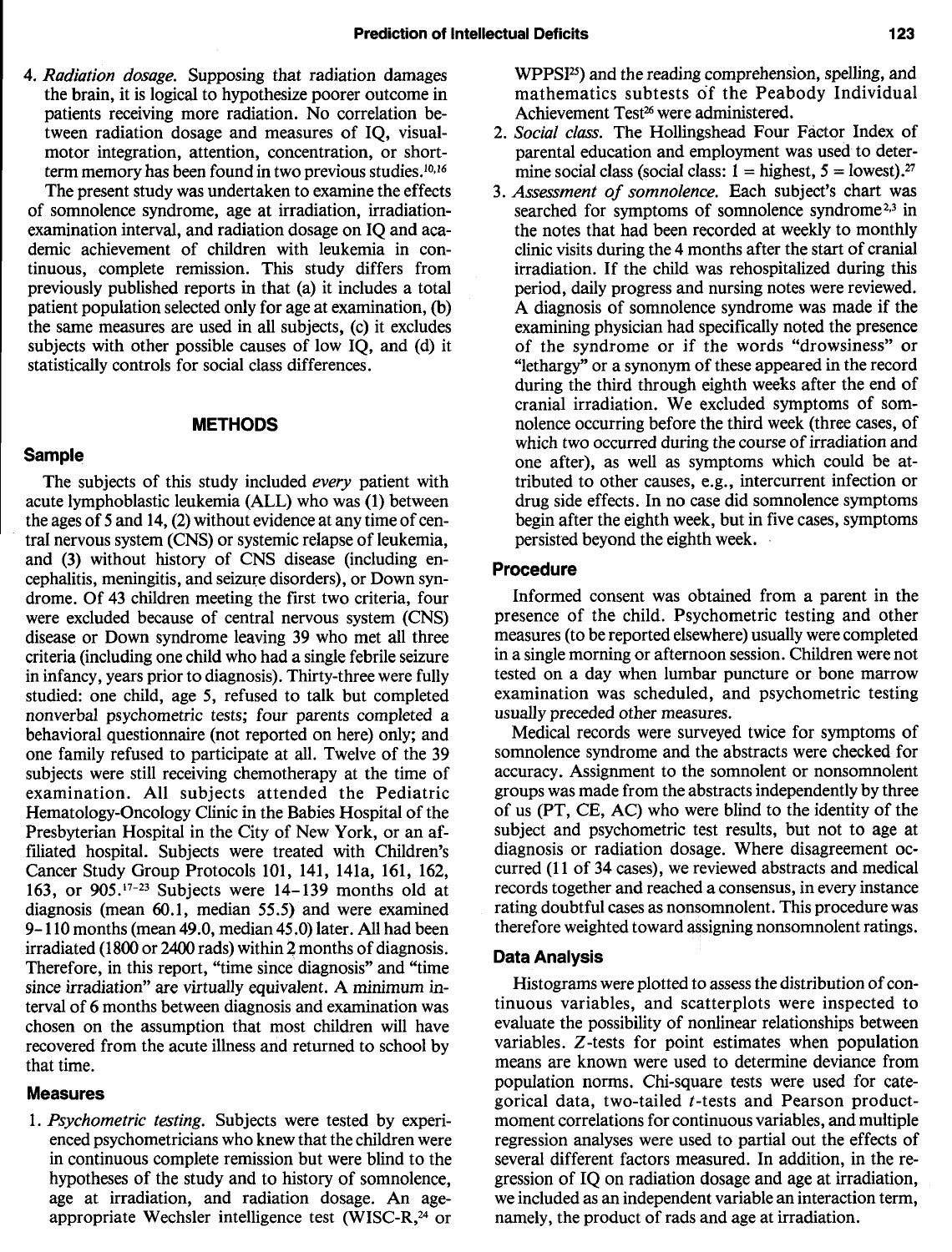4. *Radiation dosage.* Supposing that radiation damages the brain, it is logical to hypothesize poorer outcome in patients receiving more radiation. No correlation between radiation dosage and measures of IQ, visual-motor integration, attention, concentration, or short-term memory has been found in two previous studies.[10,16]

The present study was undertaken to examine the effects of somnolence syndrome, age at irradiation, irradiation-examination interval, and radiation dosage on IQ and academic achievement of children with leukemia in continuous, complete remission. This study differs from previously published reports in that (a) it includes a total patient population selected only for age at examination, (b) the same measures are used in all subjects, (c) it excludes subjects with other possible causes of low IQ, and (d) it statistically controls for social class differences.

## METHODS

### Sample

The subjects of this study included *every* patient with acute lymphoblastic leukemia (ALL) who was (1) between the ages of 5 and 14, (2) without evidence at any time of central nervous system (CNS) or systemic relapse of leukemia, and (3) without history of CNS disease (including encephalitis, meningitis, and seizure disorders), or Down syndrome. Of 43 children meeting the first two criteria, four were excluded because of central nervous system (CNS) disease or Down syndrome leaving 39 who met all three criteria (including one child who had a single febrile seizure in infancy, years prior to diagnosis). Thirty-three were fully studied: one child, age 5, refused to talk but completed nonverbal psychometric tests; four parents completed a behavioral questionnaire (not reported on here) only; and one family refused to participate at all. Twelve of the 39 subjects were still receiving chemotherapy at the time of examination. All subjects attended the Pediatric Hematology-Oncology Clinic in the Babies Hospital of the Presbyterian Hospital in the City of New York, or an affiliated hospital. Subjects were treated with Children's Cancer Study Group Protocols 101, 141, 141a, 161, 162, 163, or 905.[17-23] Subjects were 14–139 months old at diagnosis (mean 60.1, median 55.5) and were examined 9–110 months (mean 49.0, median 45.0) later. All had been irradiated (1800 or 2400 rads) within 2 months of diagnosis. Therefore, in this report, "time since diagnosis" and "time since irradiation" are virtually equivalent. A *minimum* interval of 6 months between diagnosis and examination was chosen on the assumption that most children will have recovered from the acute illness and returned to school by that time.

### Measures

1. *Psychometric testing.* Subjects were tested by experienced psychometricians who knew that the children were in continuous complete remission but were blind to the hypotheses of the study and to history of somnolence, age at irradiation, and radiation dosage. An age-appropriate Wechsler intelligence test (WISC-R,[24] or WPPSI[25]) and the reading comprehension, spelling, and mathematics subtests of the Peabody Individual Achievement Test[26] were administered.
2. *Social class.* The Hollingshead Four Factor Index of parental education and employment was used to determine social class (social class: 1 = highest, 5 = lowest).[27]
3. *Assessment of somnolence.* Each subject's chart was searched for symptoms of somnolence syndrome[2,3] in the notes that had been recorded at weekly to monthly clinic visits during the 4 months after the start of cranial irradiation. If the child was rehospitalized during this period, daily progress and nursing notes were reviewed. A diagnosis of somnolence syndrome was made if the examining physician had specifically noted the presence of the syndrome or if the words "drowsiness" or "lethargy" or a synonym of these appeared in the record during the third through eighth weeks after the end of cranial irradiation. We excluded symptoms of somnolence occurring before the third week (three cases, of which two occurred during the course of irradiation and one after), as well as symptoms which could be attributed to other causes, e.g., intercurrent infection or drug side effects. In no case did somnolence symptoms begin after the eighth week, but in five cases, symptoms persisted beyond the eighth week.

### Procedure

Informed consent was obtained from a parent in the presence of the child. Psychometric testing and other measures (to be reported elsewhere) usually were completed in a single morning or afternoon session. Children were not tested on a day when lumbar puncture or bone marrow examination was scheduled, and psychometric testing usually preceded other measures.

Medical records were surveyed twice for symptoms of somnolence syndrome and the abstracts were checked for accuracy. Assignment to the somnolent or nonsomnolent groups was made from the abstracts independently by three of us (PT, CE, AC) who were blind to the identity of the subject and psychometric test results, but not to age at diagnosis or radiation dosage. Where disagreement occurred (11 of 34 cases), we reviewed abstracts and medical records together and reached a consensus, in every instance rating doubtful cases as nonsomnolent. This procedure was therefore weighted toward assigning nonsomnolent ratings.

### Data Analysis

Histograms were plotted to assess the distribution of continuous variables, and scatterplots were inspected to evaluate the possibility of nonlinear relationships between variables. $Z$-tests for point estimates when population means are known were used to determine deviance from population norms. Chi-square tests were used for categorical data, two-tailed $t$-tests and Pearson product-moment correlations for continuous variables, and multiple regression analyses were used to partial out the effects of several different factors measured. In addition, in the regression of IQ on radiation dosage and age at irradiation, we included as an independent variable an interaction term, namely, the product of rads and age at irradiation.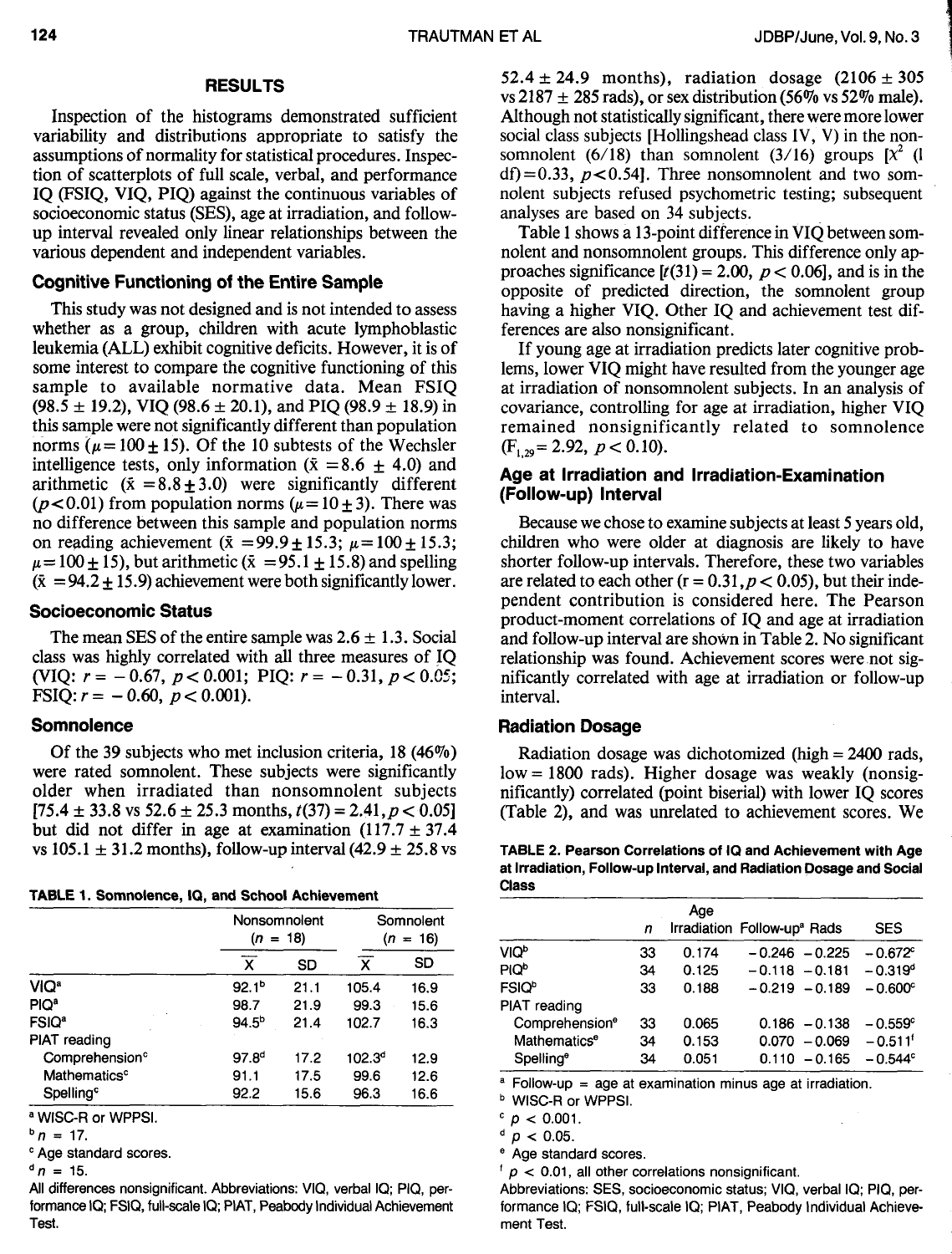## RESULTS

Inspection of the histograms demonstrated sufficient variability and distributions appropriate to satisfy the assumptions of normality for statistical procedures. Inspection of scatterplots of full scale, verbal, and performance IQ (FSIQ, VIQ, PIQ) against the continuous variables of socioeconomic status (SES), age at irradiation, and follow-up interval revealed only linear relationships between the various dependent and independent variables.

### Cognitive Functioning of the Entire Sample

This study was not designed and is not intended to assess whether as a group, children with acute lymphoblastic leukemia (ALL) exhibit cognitive deficits. However, it is of some interest to compare the cognitive functioning of this sample to available normative data. Mean FSIQ (98.5 ± 19.2), VIQ (98.6 ± 20.1), and PIQ (98.9 ± 18.9) in this sample were not significantly different than population norms ($\mu = 100 \pm 15$). Of the 10 subtests of the Wechsler intelligence tests, only information ($\bar{x} = 8.6 \pm 4.0$) and arithmetic ($\bar{x} = 8.8 \pm 3.0$) were significantly different ($p < 0.01$) from population norms ($\mu = 10 \pm 3$). There was no difference between this sample and population norms on reading achievement ($\bar{x} = 99.9 \pm 15.3$; $\mu = 100 \pm 15.3$; $\mu = 100 \pm 15$), but arithmetic ($\bar{x} = 95.1 \pm 15.8$) and spelling ($\bar{x} = 94.2 \pm 15.9$) achievement were both significantly lower.

### Socioeconomic Status

The mean SES of the entire sample was 2.6 ± 1.3. Social class was highly correlated with all three measures of IQ (VIQ: $r = -0.67$, $p < 0.001$; PIQ: $r = -0.31$, $p < 0.05$; FSIQ: $r = -0.60$, $p < 0.001$).

### Somnolence

Of the 39 subjects who met inclusion criteria, 18 (46%) were rated somnolent. These subjects were significantly older when irradiated than nonsomnolent subjects [75.4 ± 33.8 vs 52.6 ± 25.3 months, $t(37) = 2.41, p < 0.05$] but did not differ in age at examination (117.7 ± 37.4 vs 105.1 ± 31.2 months), follow-up interval (42.9 ± 25.8 vs 52.4 ± 24.9 months), radiation dosage (2106 ± 305 vs 2187 ± 285 rads), or sex distribution (56% vs 52% male). Although not statistically significant, there were more lower social class subjects [Hollingshead class IV, V) in the nonsomnolent (6/18) than somnolent (3/16) groups [$\chi^2$ (1 df) = 0.33, $p < 0.54$]. Three nonsomnolent and two somnolent subjects refused psychometric testing; subsequent analyses are based on 34 subjects.

Table 1 shows a 13-point difference in VIQ between somnolent and nonsomnolent groups. This difference only approaches significance [$t(31) = 2.00$, $p < 0.06$], and is in the opposite of predicted direction, the somnolent group having a higher VIQ. Other IQ and achievement test differences are also nonsignificant.

If young age at irradiation predicts later cognitive problems, lower VIQ might have resulted from the younger age at irradiation of nonsomnolent subjects. In an analysis of covariance, controlling for age at irradiation, higher VIQ remained nonsignificantly related to somnolence ($F_{1,29} = 2.92$, $p < 0.10$).

**TABLE 1. Somnolence, IQ, and School Achievement**

| | Nonsomnolent (n = 18) | | Somnolent (n = 16) | |
|---|---|---|---|---|
| | $\bar{X}$ | SD | $\bar{X}$ | SD |
| VIQ[a] | 92.1[b] | 21.1 | 105.4 | 16.9 |
| PIQ[a] | 98.7 | 21.9 | 99.3 | 15.6 |
| FSIQ[a] | 94.5[b] | 21.4 | 102.7 | 16.3 |
| PIAT reading | | | | |
| Comprehension[c] | 97.8[d] | 17.2 | 102.3[d] | 12.9 |
| Mathematics[c] | 91.1 | 17.5 | 99.6 | 12.6 |
| Spelling[c] | 92.2 | 15.6 | 96.3 | 16.6 |

[a] WISC-R or WPPSI.
[b] n = 17.
[c] Age standard scores.
[d] n = 15.
All differences nonsignificant. Abbreviations: VIQ, verbal IQ; PIQ, performance IQ; FSIQ, full-scale IQ; PIAT, Peabody Individual Achievement Test.

### Age at Irradiation and Irradiation-Examination (Follow-up) Interval

Because we chose to examine subjects at least 5 years old, children who were older at diagnosis are likely to have shorter follow-up intervals. Therefore, these two variables are related to each other ($r = 0.31, p < 0.05$), but their independent contribution is considered here. The Pearson product-moment correlations of IQ and age at irradiation and follow-up interval are shown in Table 2. No significant relationship was found. Achievement scores were not significantly correlated with age at irradiation or follow-up interval.

### Radiation Dosage

Radiation dosage was dichotomized (high = 2400 rads, low = 1800 rads). Higher dosage was weakly (nonsignificantly) correlated (point biserial) with lower IQ scores (Table 2), and was unrelated to achievement scores. We

**TABLE 2. Pearson Correlations of IQ and Achievement with Age at Irradiation, Follow-up Interval, and Radiation Dosage and Social Class**

| | n | Age Irradiation | Follow-up[a] | Rads | SES |
|---|---|---|---|---|---|
| VIQ[b] | 33 | 0.174 | −0.246 | −0.225 | −0.672[c] |
| PIQ[b] | 34 | 0.125 | −0.118 | −0.181 | −0.319[d] |
| FSIQ[b] | 33 | 0.188 | −0.219 | −0.189 | −0.600[c] |
| PIAT reading | | | | | |
| Comprehension[e] | 33 | 0.065 | 0.186 | −0.138 | −0.559[c] |
| Mathematics[e] | 34 | 0.153 | 0.070 | −0.069 | −0.511[f] |
| Spelling[e] | 34 | 0.051 | 0.110 | −0.165 | −0.544[c] |

[a] Follow-up = age at examination minus age at irradiation.
[b] WISC-R or WPPSI.
[c] $p < 0.001$.
[d] $p < 0.05$.
[e] Age standard scores.
[f] $p < 0.01$, all other correlations nonsignificant.
Abbreviations: SES, socioeconomic status; VIQ, verbal IQ; PIQ, performance IQ; FSIQ, full-scale IQ; PIAT, Peabody Individual Achievement Test.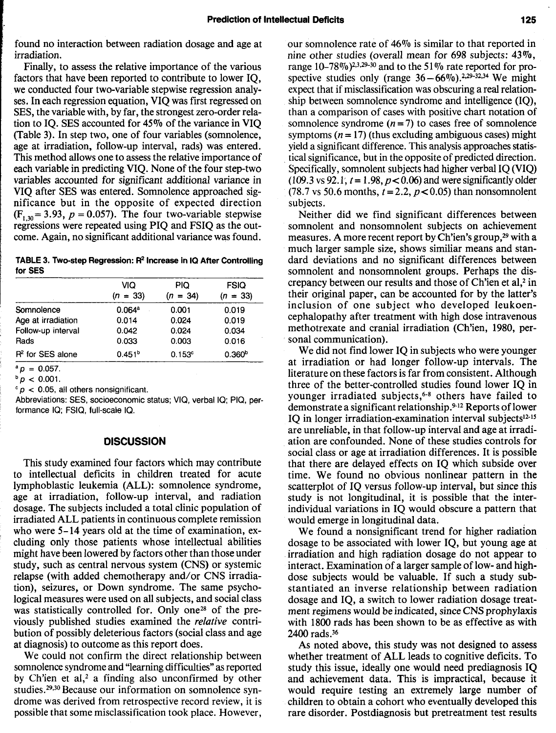found no interaction between radiation dosage and age at irradiation.

Finally, to assess the relative importance of the various factors that have been reported to contribute to lower IQ, we conducted four two-variable stepwise regression analyses. In each regression equation, VIQ was first regressed on SES, the variable with, by far, the strongest zero-order relation to IQ. SES accounted for 45% of the variance in VIQ (Table 3). In step two, one of four variables (somnolence, age at irradiation, follow-up interval, rads) was entered. This method allows one to assess the relative importance of each variable in predicting VIQ. None of the four step-two variables accounted for significant additional variance in VIQ after SES was entered. Somnolence approached significance but in the opposite of expected direction ($F_{1,30} = 3.93$, $p = 0.057$). The four two-variable stepwise regressions were repeated using PIQ and FSIQ as the outcome. Again, no significant additional variance was found.

**TABLE 3. Two-step Regression: $R^2$ Increase in IQ After Controlling for SES**

| | VIQ ($n$ = 33) | PIQ ($n$ = 34) | FSIQ ($n$ = 33) |
|---|---|---|---|
| Somnolence | 0.064[a] | 0.001 | 0.019 |
| Age at irradiation | 0.014 | 0.024 | 0.019 |
| Follow-up interval | 0.042 | 0.024 | 0.034 |
| Rads | 0.033 | 0.003 | 0.016 |
| $R^2$ for SES alone | 0.451[b] | 0.153[c] | 0.360[b] |

[a] $p = 0.057$.
[b] $p < 0.001$.
[c] $p < 0.05$, all others nonsignificant.

Abbreviations: SES, socioeconomic status; VIQ, verbal IQ; PIQ, performance IQ; FSIQ, full-scale IQ.

## DISCUSSION

This study examined four factors which may contribute to intellectual deficits in children treated for acute lymphoblastic leukemia (ALL): somnolence syndrome, age at irradiation, follow-up interval, and radiation dosage. The subjects included a total clinic population of irradiated ALL patients in continuous complete remission who were 5–14 years old at the time of examination, excluding only those patients whose intellectual abilities might have been lowered by factors other than those under study, such as central nervous system (CNS) or systemic relapse (with added chemotherapy and/or CNS irradiation), seizures, or Down syndrome. The same psychological measures were used on all subjects, and social class was statistically controlled for. Only one[28] of the previously published studies examined the *relative* contribution of possibly deleterious factors (social class and age at diagnosis) to outcome as this report does.

We could not confirm the direct relationship between somnolence syndrome and "learning difficulties" as reported by Ch'ien et al,[2] a finding also unconfirmed by other studies.[29,30] Because our information on somnolence syndrome was derived from retrospective record review, it is possible that some misclassification took place. However, our somnolence rate of 46% is similar to that reported in nine other studies (overall mean for 698 subjects: 43%, range 10–78%)[2,3,29-30] and to the 51% rate reported for prospective studies only (range 36–66%).[2,29-32,34] We might expect that if misclassification was obscuring a real relationship between somnolence syndrome and intelligence (IQ), than a comparison of cases with positive chart notation of somnolence syndrome ($n = 7$) to cases free of somnolence symptoms ($n = 17$) (thus excluding ambiguous cases) might yield a significant difference. This analysis approaches statistical significance, but in the opposite of predicted direction. Specifically, somnolent subjects had higher verbal IQ (VIQ) (109.3 vs 92.1, $t = 1.98$, $p < 0.06$) and were significantly older (78.7 vs 50.6 months, $t = 2.2$, $p < 0.05$) than nonsomnolent subjects.

Neither did we find significant differences between somnolent and nonsomnolent subjects on achievement measures. A more recent report by Ch'ien's group,[29] with a much larger sample size, shows similiar means and standard deviations and no significant differences between somnolent and nonsomnolent groups. Perhaps the discrepancy between our results and those of Ch'ien et al,[2] in their original paper, can be accounted for by the latter's inclusion of one subject who developed leukoencephalopathy after treatment with high dose intravenous methotrexate and cranial irradiation (Ch'ien, 1980, personal communication).

We did not find lower IQ in subjects who were younger at irradiation or had longer follow-up intervals. The literature on these factors is far from consistent. Although three of the better-controlled studies found lower IQ in younger irradiated subjects,[6-8] others have failed to demonstrate a significant relationship.[9-12] Reports of lower IQ in longer irradiation-examination interval subjects[12-15] are unreliable, in that follow-up interval and age at irradiation are confounded. None of these studies controls for social class or age at irradiation differences. It is possible that there are delayed effects on IQ which subside over time. We found no obvious nonlinear pattern in the scatterplot of IQ versus follow-up interval, but since this study is not longitudinal, it is possible that the interindividual variations in IQ would obscure a pattern that would emerge in longitudinal data.

We found a nonsignificant trend for higher radiation dosage to be associated with lower IQ, but young age at irradiation and high radiation dosage do not appear to interact. Examination of a larger sample of low- and high-dose subjects would be valuable. If such a study substantiated an inverse relationship between radiation dosage and IQ, a switch to lower radiation dosage treatment regimens would be indicated, since CNS prophylaxis with 1800 rads has been shown to be as effective as with 2400 rads.[36]

As noted above, this study was not designed to assess whether treatment of ALL leads to cognitive deficits. To study this issue, ideally one would need prediagnosis IQ and achievement data. This is impractical, because it would require testing an extremely large number of children to obtain a cohort who eventually developed this rare disorder. Postdiagnosis but pretreatment test results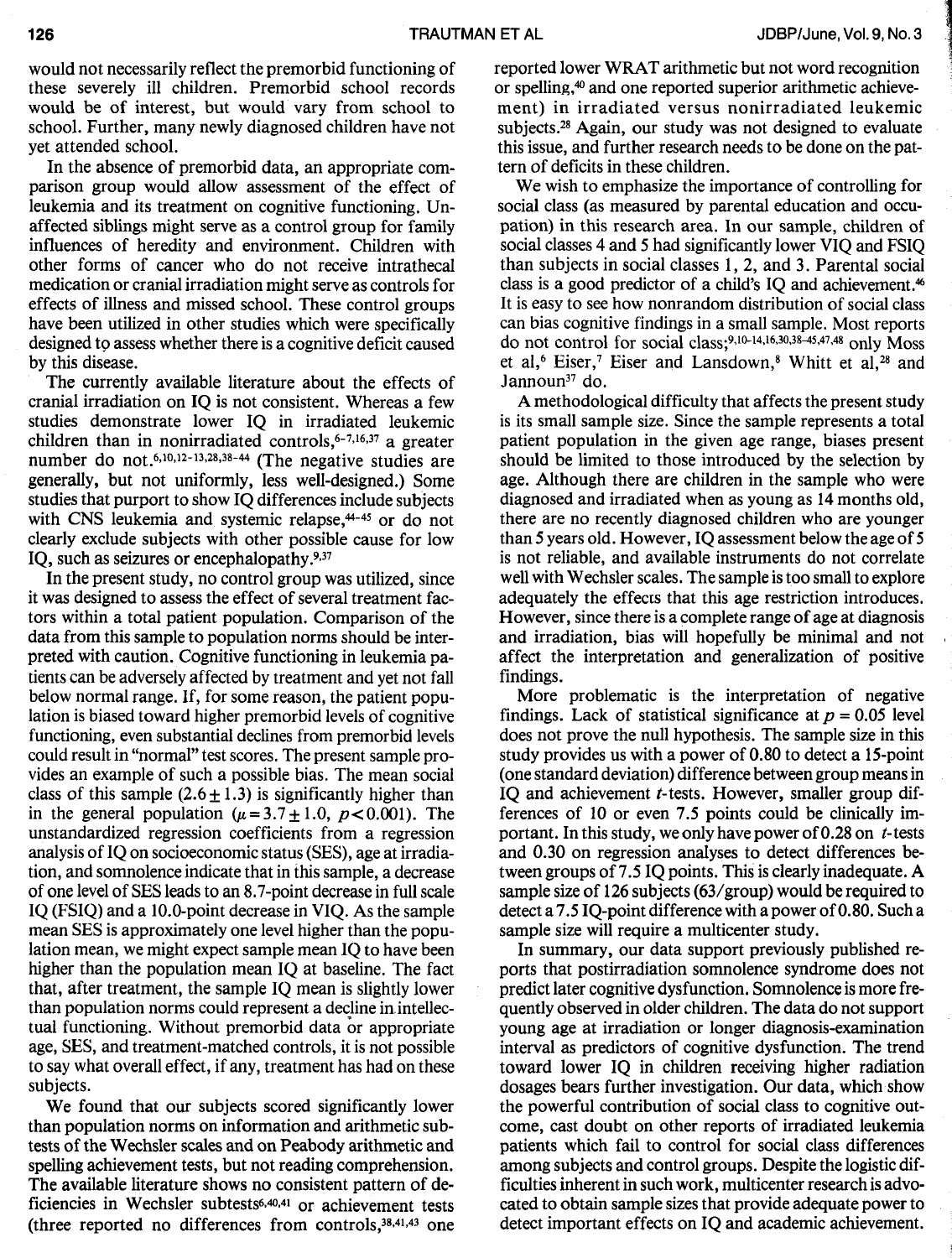would not necessarily reflect the premorbid functioning of these severely ill children. Premorbid school records would be of interest, but would vary from school to school. Further, many newly diagnosed children have not yet attended school.

In the absence of premorbid data, an appropriate comparison group would allow assessment of the effect of leukemia and its treatment on cognitive functioning. Unaffected siblings might serve as a control group for family influences of heredity and environment. Children with other forms of cancer who do not receive intrathecal medication or cranial irradiation might serve as controls for effects of illness and missed school. These control groups have been utilized in other studies which were specifically designed to assess whether there is a cognitive deficit caused by this disease.

The currently available literature about the effects of cranial irradiation on IQ is not consistent. Whereas a few studies demonstrate lower IQ in irradiated leukemic children than in nonirradiated controls,[6-7,16,37] a greater number do not.[6,10,12-13,28,38-44] (The negative studies are generally, but not uniformly, less well-designed.) Some studies that purport to show IQ differences include subjects with CNS leukemia and systemic relapse,[44-45] or do not clearly exclude subjects with other possible cause for low IQ, such as seizures or encephalopathy.[9,37]

In the present study, no control group was utilized, since it was designed to assess the effect of several treatment factors within a total patient population. Comparison of the data from this sample to population norms should be interpreted with caution. Cognitive functioning in leukemia patients can be adversely affected by treatment and yet not fall below normal range. If, for some reason, the patient population is biased toward higher premorbid levels of cognitive functioning, even substantial declines from premorbid levels could result in "normal" test scores. The present sample provides an example of such a possible bias. The mean social class of this sample ($2.6 \pm 1.3$) is significantly higher than in the general population ($\mu = 3.7 \pm 1.0$, $p < 0.001$). The unstandardized regression coefficients from a regression analysis of IQ on socioeconomic status (SES), age at irradiation, and somnolence indicate that in this sample, a decrease of one level of SES leads to an 8.7-point decrease in full scale IQ (FSIQ) and a 10.0-point decrease in VIQ. As the sample mean SES is approximately one level higher than the population mean, we might expect sample mean IQ to have been higher than the population mean IQ at baseline. The fact that, after treatment, the sample IQ mean is slightly lower than population norms could represent a decline in intellectual functioning. Without premorbid data or appropriate age, SES, and treatment-matched controls, it is not possible to say what overall effect, if any, treatment has had on these subjects.

We found that our subjects scored significantly lower than population norms on information and arithmetic subtests of the Wechsler scales and on Peabody arithmetic and spelling achievement tests, but not reading comprehension. The available literature shows no consistent pattern of deficiencies in Wechsler subtests[6,40,41] or achievement tests (three reported no differences from controls,[38,41,43] one reported lower WRAT arithmetic but not word recognition or spelling,[40] and one reported superior arithmetic achievement) in irradiated versus nonirradiated leukemic subjects.[28] Again, our study was not designed to evaluate this issue, and further research needs to be done on the pattern of deficits in these children.

We wish to emphasize the importance of controlling for social class (as measured by parental education and occupation) in this research area. In our sample, children of social classes 4 and 5 had significantly lower VIQ and FSIQ than subjects in social classes 1, 2, and 3. Parental social class is a good predictor of a child's IQ and achievement.[46] It is easy to see how nonrandom distribution of social class can bias cognitive findings in a small sample. Most reports do not control for social class;[9,10-14,16,30,38-45,47,48] only Moss et al,[6] Eiser,[7] Eiser and Lansdown,[8] Whitt et al,[28] and Jannoun[37] do.

A methodological difficulty that affects the present study is its small sample size. Since the sample represents a total patient population in the given age range, biases present should be limited to those introduced by the selection by age. Although there are children in the sample who were diagnosed and irradiated when as young as 14 months old, there are no recently diagnosed children who are younger than 5 years old. However, IQ assessment below the age of 5 is not reliable, and available instruments do not correlate well with Wechsler scales. The sample is too small to explore adequately the effects that this age restriction introduces. However, since there is a complete range of age at diagnosis and irradiation, bias will hopefully be minimal and not affect the interpretation and generalization of positive findings.

More problematic is the interpretation of negative findings. Lack of statistical significance at $p = 0.05$ level does not prove the null hypothesis. The sample size in this study provides us with a power of 0.80 to detect a 15-point (one standard deviation) difference between group means in IQ and achievement $t$-tests. However, smaller group differences of 10 or even 7.5 points could be clinically important. In this study, we only have power of 0.28 on $t$-tests and 0.30 on regression analyses to detect differences between groups of 7.5 IQ points. This is clearly inadequate. A sample size of 126 subjects (63/group) would be required to detect a 7.5 IQ-point difference with a power of 0.80. Such a sample size will require a multicenter study.

In summary, our data support previously published reports that postirradiation somnolence syndrome does not predict later cognitive dysfunction. Somnolence is more frequently observed in older children. The data do not support young age at irradiation or longer diagnosis-examination interval as predictors of cognitive dysfunction. The trend toward lower IQ in children receiving higher radiation dosages bears further investigation. Our data, which show the powerful contribution of social class to cognitive outcome, cast doubt on other reports of irradiated leukemia patients which fail to control for social class differences among subjects and control groups. Despite the logistic difficulties inherent in such work, multicenter research is advocated to obtain sample sizes that provide adequate power to detect important effects on IQ and academic achievement.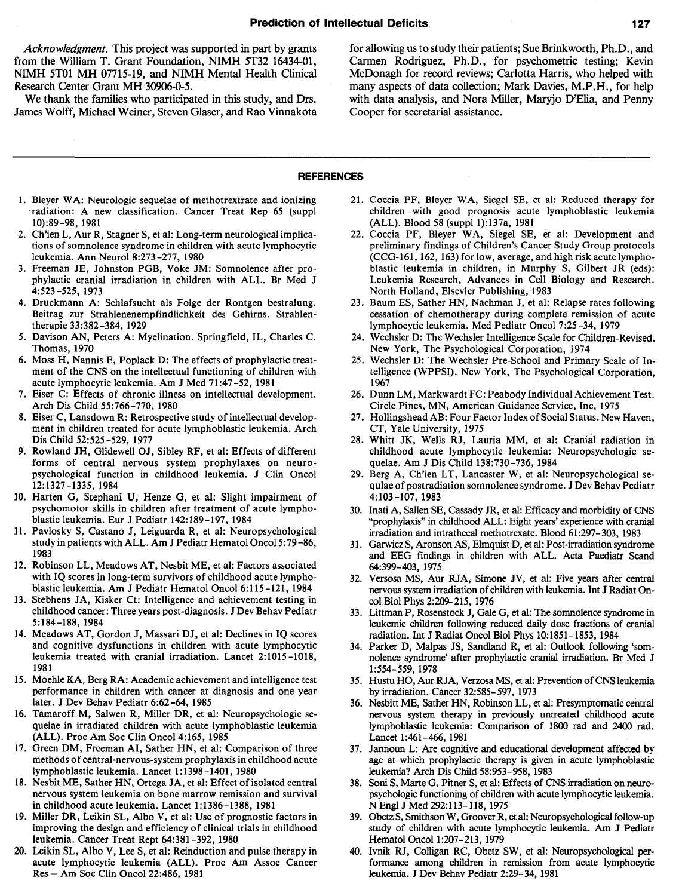*Acknowledgment.* This project was supported in part by grants from the William T. Grant Foundation, NIMH 5T32 16434-01, NIMH 5T01 MH 07715-19, and NIMH Mental Health Clinical Research Center Grant MH 30906-0-5.

We thank the families who participated in this study, and Drs. James Wolff, Michael Weiner, Steven Glaser, and Rao Vinnakota for allowing us to study their patients; Sue Brinkworth, Ph.D., and Carmen Rodriguez, Ph.D., for psychometric testing; Kevin McDonagh for record reviews; Carlotta Harris, who helped with many aspects of data collection; Mark Davies, M.P.H., for help with data analysis, and Nora Miller, Maryjo D'Elia, and Penny Cooper for secretarial assistance.

## REFERENCES

1. Bleyer WA: Neurologic sequelae of methotrextrate and ionizing radiation: A new classification. Cancer Treat Rep 65 (suppl 10):89–98, 1981
2. Ch'ien L, Aur R, Stagner S, et al: Long-term neurological implications of somnolence syndrome in children with acute lymphocytic leukemia. Ann Neurol 8:273–277, 1980
3. Freeman JE, Johnston PGB, Voke JM: Somnolence after prophylactic cranial irradiation in children with ALL. Br Med J 4:523–525, 1973
4. Druckmann A: Schlafsucht als Folge der Rontgen bestralung. Beitrag zur Strahlenenempfindlichkeit des Gehirns. Strahlentherapie 33:382–384, 1929
5. Davison AN, Peters A: Myelination. Springfield, IL, Charles C. Thomas, 1970
6. Moss H, Nannis E, Poplack D: The effects of prophylactic treatment of the CNS on the intellectual functioning of children with acute lymphocytic leukemia. Am J Med 71:47–52, 1981
7. Eiser C: Effects of chronic illness on intellectual development. Arch Dis Child 55:766–770, 1980
8. Eiser C, Lansdown R: Retrospective study of intellectual development in children treated for acute lymphoblastic leukemia. Arch Dis Child 52:525–529, 1977
9. Rowland JH, Glidewell OJ, Sibley RF, et al: Effects of different forms of central nervous system prophylaxes on neuropsychological function in childhood leukemia. J Clin Oncol 12:1327–1335, 1984
10. Harten G, Stephani U, Henze G, et al: Slight impairment of psychomotor skills in children after treatment of acute lymphoblastic leukemia. Eur J Pediatr 142:189–197, 1984
11. Pavlosky S, Castano J, Leiguarda R, et al: Neuropsychological study in patients with ALL. Am J Pediatr Hematol Oncol 5:79–86, 1983
12. Robinson LL, Meadows AT, Nesbit ME, et al: Factors associated with IQ scores in long-term survivors of childhood acute lymphoblastic leukemia. Am J Pediatr Hematol Oncol 6:115–121, 1984
13. Stebhens JA, Kisker Ct: Intelligence and achievement testing in childhood cancer: Three years post-diagnosis. J Dev Behav Pediatr 5:184–188, 1984
14. Meadows AT, Gordon J, Massari DJ, et al: Declines in IQ scores and cognitive dysfunctions in children with acute lymphocytic leukemia treated with cranial irradiation. Lancet 2:1015–1018, 1981
15. Moehle KA, Berg RA: Academic achievement and intelligence test performance in children with cancer at diagnosis and one year later. J Dev Behav Pediatr 6:62–64, 1985
16. Tamaroff M, Salwen R, Miller DR, et al: Neuropsychologic sequelae in irradiated children with acute lymphoblastic leukemia (ALL). Proc Am Soc Clin Oncol 4:165, 1985
17. Green DM, Freeman AI, Sather HN, et al: Comparison of three methods of central-nervous-system prophylaxis in childhood acute lymphoblastic leukemia. Lancet 1:1398–1401, 1980
18. Nesbit ME, Sather HN, Ortega JA, et al: Effect of isolated central nervous system leukemia on bone marrow remission and survival in childhood acute leukemia. Lancet 1:1386–1388, 1981
19. Miller DR, Leikin SL, Albo V, et al: Use of prognostic factors in improving the design and efficiency of clinical trials in childhood leukemia. Cancer Treat Rept 64:381–392, 1980
20. Leikin SL, Albo V, Lee S, et al: Reinduction and pulse therapy in acute lymphocytic leukemia (ALL). Proc Am Assoc Cancer Res – Am Soc Clin Oncol 22:486, 1981
21. Coccia PF, Bleyer WA, Siegel SE, et al: Reduced therapy for children with good prognosis acute lymphoblastic leukemia (ALL). Blood 58 (suppl 1):137a, 1981
22. Coccia PF, Bleyer WA, Siegel SE, et al: Development and preliminary findings of Children's Cancer Study Group protocols (CCG-161, 162, 163) for low, average, and high risk acute lymphoblastic leukemia in children, in Murphy S, Gilbert JR (eds): Leukemia Research, Advances in Cell Biology and Research. North Holland, Elsevier Publishing, 1983
23. Baum ES, Sather HN, Nachman J, et al: Relapse rates following cessation of chemotherapy during complete remission of acute lymphocytic leukemia. Med Pediatr Oncol 7:25–34, 1979
24. Wechsler D: The Wechsler Intelligence Scale for Children-Revised. New York, The Psychological Corporation, 1974
25. Wechsler D: The Wechsler Pre-School and Primary Scale of Intelligence (WPPSI). New York, The Psychological Corporation, 1967
26. Dunn LM, Markwardt FC: Peabody Individual Achievement Test. Circle Pines, MN, American Guidance Service, Inc, 1975
27. Hollingshead AB: Four Factor Index of Social Status. New Haven, CT, Yale University, 1975
28. Whitt JK, Wells RJ, Lauria MM, et al: Cranial radiation in childhood acute lymphocytic leukemia: Neuropsychologic sequelae. Am J Dis Child 138:730–736, 1984
29. Berg A, Ch'ien LT, Lancaster W, et al: Neuropsychological sequlae of postradiation somnolence syndrome. J Dev Behav Pediatr 4:103–107, 1983
30. Inati A, Sallen SE, Cassady JR, et al: Efficacy and morbidity of CNS "prophylaxis" in childhood ALL: Eight years' experience with cranial irradiation and intrathecal methotrexate. Blood 61:297–303, 1983
31. Garwicz S, Aronson AS, Elmquist D, et al: Post-irradiation syndrome and EEG findings in children with ALL. Acta Paediatr Scand 64:399–403, 1975
32. Versosa MS, Aur RJA, Simone JV, et al: Five years after central nervous system irradiation of children with leukemia. Int J Radiat Oncol Biol Phys 2:209–215, 1976
33. Littman P, Rosenstock J, Gale G, et al: The somnolence syndrome in leukemic children following reduced daily dose fractions of cranial radiation. Int J Radiat Oncol Biol Phys 10:1851–1853, 1984
34. Parker D, Malpas JS, Sandland R, et al: Outlook following 'somnolence syndrome' after prophylactic cranial irradiation. Br Med J 1:554–559, 1978
35. Hustu HO, Aur RJA, Verzosa MS, et al: Prevention of CNS leukemia by irradiation. Cancer 32:585–597, 1973
36. Nesbitt ME, Sather HN, Robinson LL, et al: Presymptomatic central nervous system therapy in previously untreated childhood acute lymphoblastic leukemia: Comparison of 1800 rad and 2400 rad. Lancet 1:461–466, 1981
37. Jannoun L: Are cognitive and educational development affected by age at which prophylactic therapy is given in acute lymphoblastic leukemia? Arch Dis Child 58:953–958, 1983
38. Soni S, Marte G, Pitner S, et al: Effects of CNS irradiation on neuropsychologic functioning of children with acute lymphocytic leukemia. N Engl J Med 292:113–118, 1975
39. Obetz S, Smithson W, Groover R, et al: Neuropsychological follow-up study of children with acute lymphocytic leukemia. Am J Pediatr Hematol Oncol 1:207–213, 1979
40. Ivnik RJ, Colligan RC, Obetz SW, et al: Neuropsychological performance among children in remission from acute lymphocytic leukemia. J Dev Behav Pediatr 2:29–34, 1981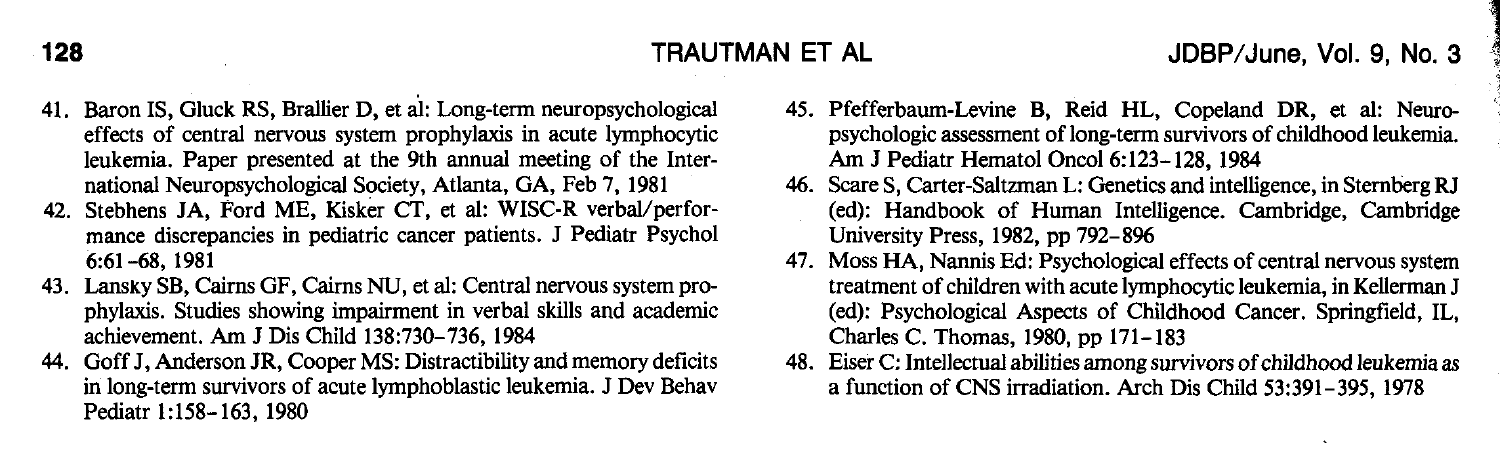41. Baron IS, Gluck RS, Brallier D, et al: Long-term neuropsychological effects of central nervous system prophylaxis in acute lymphocytic leukemia. Paper presented at the 9th annual meeting of the International Neuropsychological Society, Atlanta, GA, Feb 7, 1981
42. Stebhens JA, Ford ME, Kisker CT, et al: WISC-R verbal/performance discrepancies in pediatric cancer patients. J Pediatr Psychol 6:61–68, 1981
43. Lansky SB, Cairns GF, Cairns NU, et al: Central nervous system prophylaxis. Studies showing impairment in verbal skills and academic achievement. Am J Dis Child 138:730–736, 1984
44. Goff J, Anderson JR, Cooper MS: Distractibility and memory deficits in long-term survivors of acute lymphoblastic leukemia. J Dev Behav Pediatr 1:158–163, 1980
45. Pfefferbaum-Levine B, Reid HL, Copeland DR, et al: Neuropsychologic assessment of long-term survivors of childhood leukemia. Am J Pediatr Hematol Oncol 6:123–128, 1984
46. Scare S, Carter-Saltzman L: Genetics and intelligence, in Sternberg RJ (ed): Handbook of Human Intelligence. Cambridge, Cambridge University Press, 1982, pp 792–896
47. Moss HA, Nannis Ed: Psychological effects of central nervous system treatment of children with acute lymphocytic leukemia, in Kellerman J (ed): Psychological Aspects of Childhood Cancer. Springfield, IL, Charles C. Thomas, 1980, pp 171–183
48. Eiser C: Intellectual abilities among survivors of childhood leukemia as a function of CNS irradiation. Arch Dis Child 53:391–395, 1978